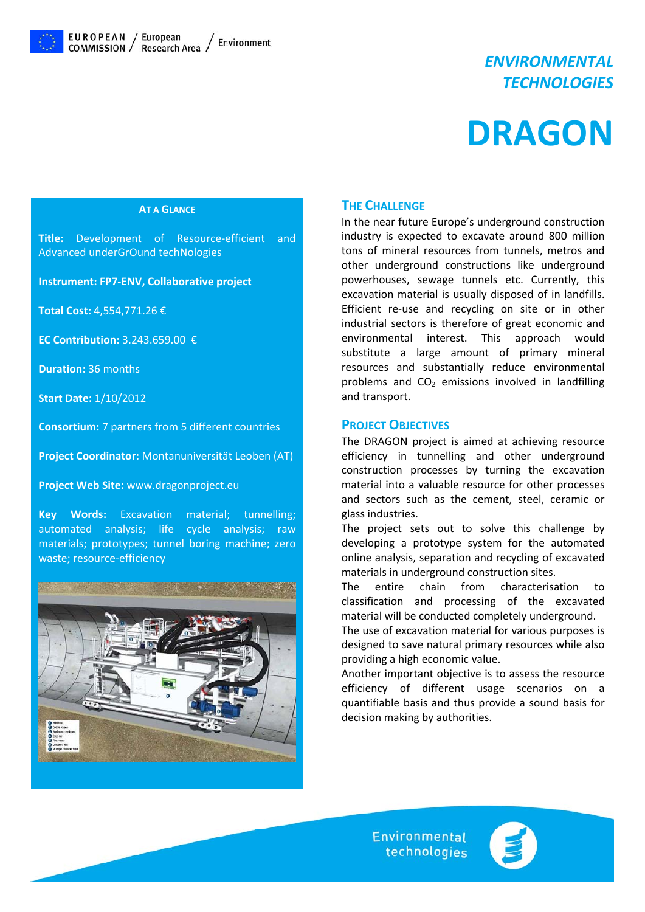EUROPEAN COMMISSION / European Research Area / Environment

*ENVIRONMENTAL TECHNOLOGIES*

# DRAGON

## AT A GLANCE

**Title:** Development of Resource-efficient and Advanced underGrOund techNologies

**Instrument: FP7-ENV, Collaborative project**

**Total Cost:** 4,554,771.26 €

**EC Contribution:** 3.243.659.00 €

**Duration:** 36 months

**Start Date:** 1/10/2012

**Consortium:** 7 partners from 5 different countries

**Project Coordinator:** Montanuniversität Leoben (AT)

**Project Web Site:** www.dragonproject.eu

**Key Words:** Excavation material; tunnelling; automated analysis; life cycle analysis; raw materials; prototypes; tunnel boring machine; zero waste; resource-efficiency

## THE CHALLENGE

In the near future Europe's underground construction industry is expected to excavate around 800 million tons of mineral resources from tunnels, metros and other underground constructions like underground powerhouses, sewage tunnels etc. Currently, this excavation material is usually disposed of in landfills. Efficient re-use and recycling on site or in other industrial sectors is therefore of great economic and environmental interest. This approach would substitute a large amount of primary mineral resources and substantially reduce environmental problems and $CO_2$ emissions involved in landfilling and transport.

## PROJECT OBJECTIVES

The DRAGON project is aimed at achieving resource efficiency in tunnelling and other underground construction processes by turning the excavation material into a valuable resource for other processes and sectors such as the cement, steel, ceramic or glass industries.

The project sets out to solve this challenge by developing a prototype system for the automated online analysis, separation and recycling of excavated materials in underground construction sites.

The entire chain from characterisation to classification and processing of the excavated material will be conducted completely underground.

The use of excavation material for various purposes is designed to save natural primary resources while also providing a high economic value.

Another important objective is to assess the resource efficiency of different usage scenarios on a quantifiable basis and thus provide a sound basis for decision making by authorities.

Environmental technologies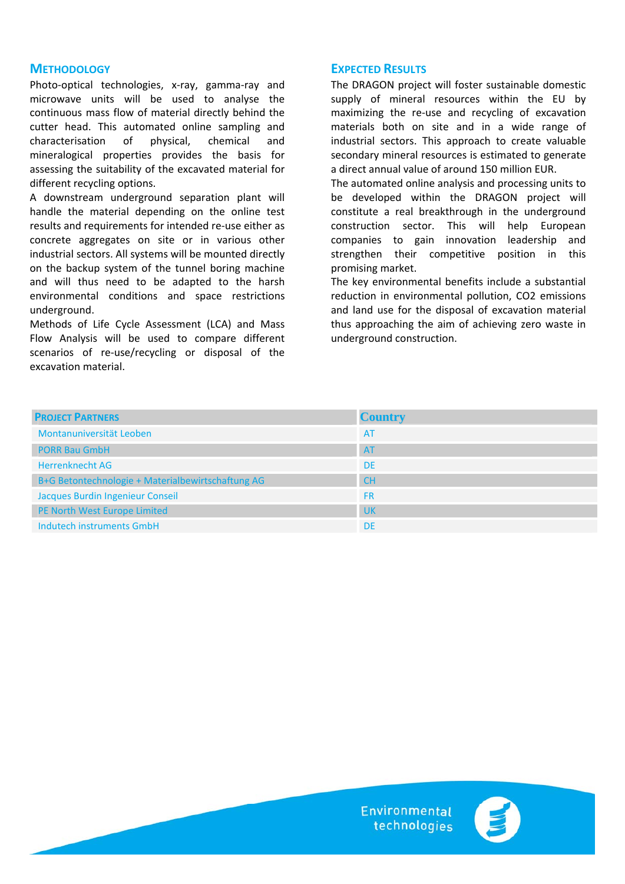## Methodology

Photo-optical technologies, x-ray, gamma-ray and microwave units will be used to analyse the continuous mass flow of material directly behind the cutter head. This automated online sampling and characterisation of physical, chemical and mineralogical properties provides the basis for assessing the suitability of the excavated material for different recycling options.

A downstream underground separation plant will handle the material depending on the online test results and requirements for intended re-use either as concrete aggregates on site or in various other industrial sectors. All systems will be mounted directly on the backup system of the tunnel boring machine and will thus need to be adapted to the harsh environmental conditions and space restrictions underground.

Methods of Life Cycle Assessment (LCA) and Mass Flow Analysis will be used to compare different scenarios of re-use/recycling or disposal of the excavation material.

## Expected Results

The DRAGON project will foster sustainable domestic supply of mineral resources within the EU by maximizing the re-use and recycling of excavation materials both on site and in a wide range of industrial sectors. This approach to create valuable secondary mineral resources is estimated to generate a direct annual value of around 150 million EUR.

The automated online analysis and processing units to be developed within the DRAGON project will constitute a real breakthrough in the underground construction sector. This will help European companies to gain innovation leadership and strengthen their competitive position in this promising market.

The key environmental benefits include a substantial reduction in environmental pollution, $CO_2$ emissions and land use for the disposal of excavation material thus approaching the aim of achieving zero waste in underground construction.

| Project Partners | Country |
|---|---|
| Montanuniversität Leoben | AT |
| PORR Bau GmbH | AT |
| Herrenknecht AG | DE |
| B+G Betontechnologie + Materialbewirtschaftung AG | CH |
| Jacques Burdin Ingenieur Conseil | FR |
| PE North West Europe Limited | UK |
| Indutech instruments GmbH | DE |

Environmental technologies